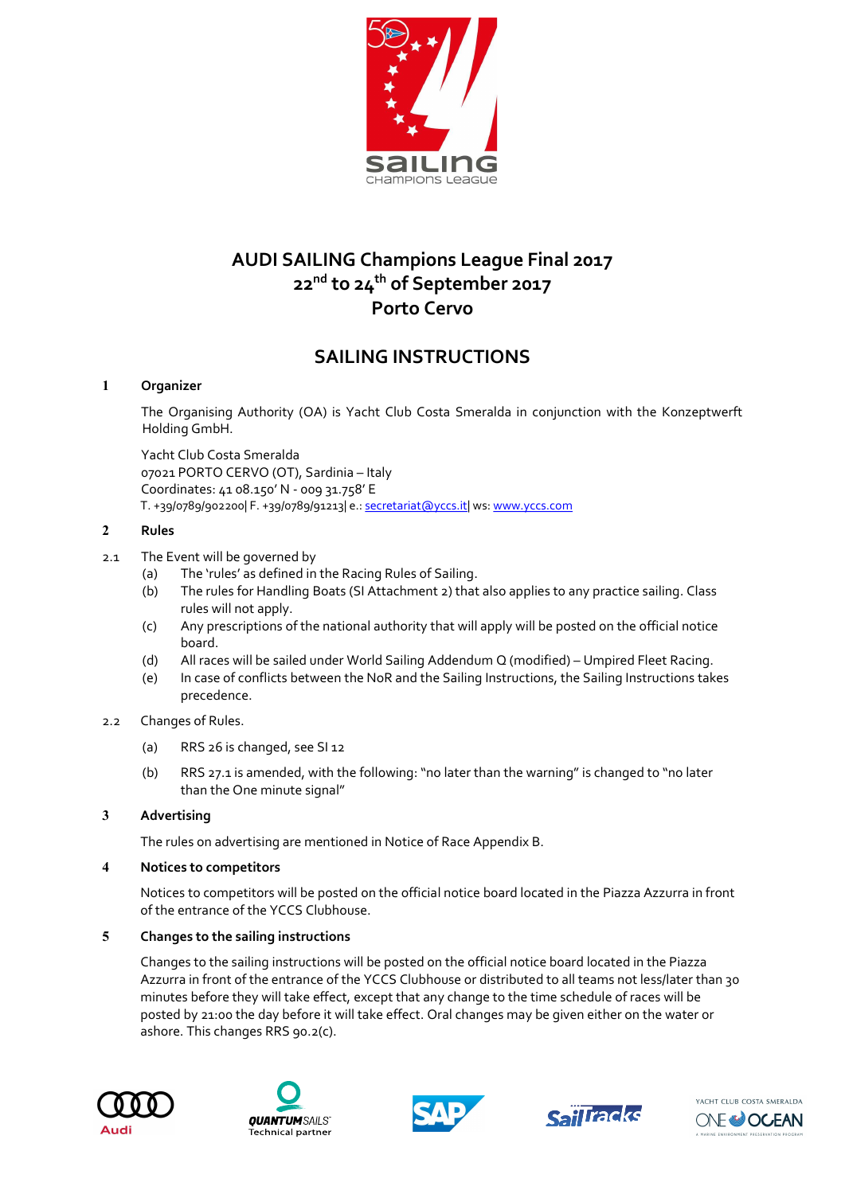# AUDI SAILING Champions League Final 2017
## 22nd to 24th of September 2017
## Porto Cervo

# SAILING INSTRUCTIONS

### 1 Organizer

The Organising Authority (OA) is Yacht Club Costa Smeralda in conjunction with the Konzeptwerft Holding GmbH.

Yacht Club Costa Smeralda
07021 PORTO CERVO (OT), Sardinia – Italy
Coordinates: 41 08.150' N - 009 31.758' E
T. +39/0789/902200| F. +39/0789/91213| e.: secretariat@yccs.it| ws: www.yccs.com

### 2 Rules

2.1 The Event will be governed by

- (a) The 'rules' as defined in the Racing Rules of Sailing.
- (b) The rules for Handling Boats (SI Attachment 2) that also applies to any practice sailing. Class rules will not apply.
- (c) Any prescriptions of the national authority that will apply will be posted on the official notice board.
- (d) All races will be sailed under World Sailing Addendum Q (modified) – Umpired Fleet Racing.
- (e) In case of conflicts between the NoR and the Sailing Instructions, the Sailing Instructions takes precedence.

2.2 Changes of Rules.

- (a) RRS 26 is changed, see SI 12
- (b) RRS 27.1 is amended, with the following: "no later than the warning" is changed to "no later than the One minute signal"

### 3 Advertising

The rules on advertising are mentioned in Notice of Race Appendix B.

### 4 Notices to competitors

Notices to competitors will be posted on the official notice board located in the Piazza Azzurra in front of the entrance of the YCCS Clubhouse.

### 5 Changes to the sailing instructions

Changes to the sailing instructions will be posted on the official notice board located in the Piazza Azzurra in front of the entrance of the YCCS Clubhouse or distributed to all teams not less/later than 30 minutes before they will take effect, except that any change to the time schedule of races will be posted by 21:00 the day before it will take effect. Oral changes may be given either on the water or ashore. This changes RRS 90.2(c).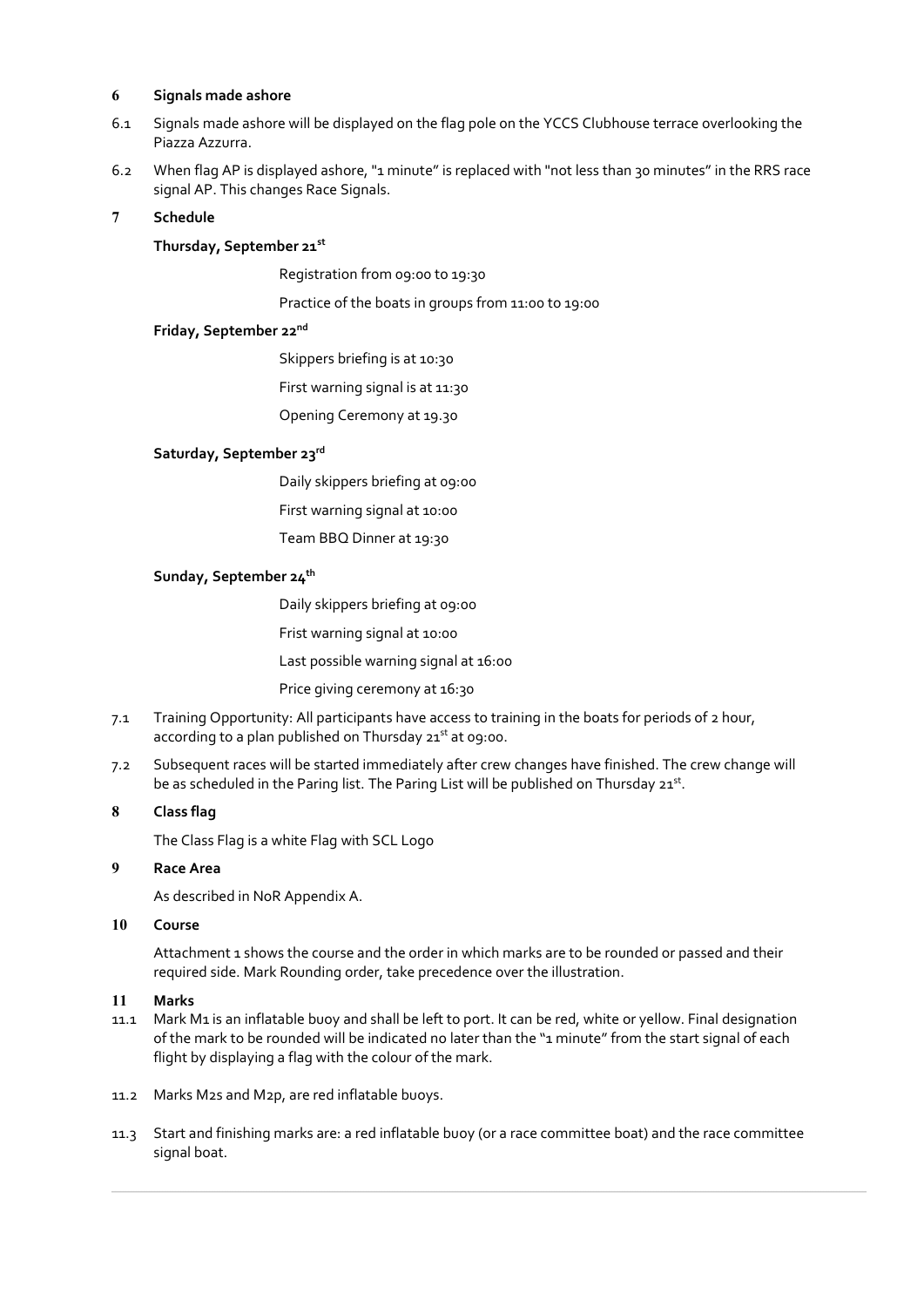## 6 Signals made ashore

6.1 Signals made ashore will be displayed on the flag pole on the YCCS Clubhouse terrace overlooking the Piazza Azzurra.

6.2 When flag AP is displayed ashore, "1 minute" is replaced with "not less than 30 minutes" in the RRS race signal AP. This changes Race Signals.

## 7 Schedule

**Thursday, September 21st**

Registration from 09:00 to 19:30

Practice of the boats in groups from 11:00 to 19:00

**Friday, September 22nd**

Skippers briefing is at 10:30

First warning signal is at 11:30

Opening Ceremony at 19.30

**Saturday, September 23rd**

Daily skippers briefing at 09:00

First warning signal at 10:00

Team BBQ Dinner at 19:30

**Sunday, September 24th**

Daily skippers briefing at 09:00

Frist warning signal at 10:00

Last possible warning signal at 16:00

Price giving ceremony at 16:30

7.1 Training Opportunity: All participants have access to training in the boats for periods of 2 hour, according to a plan published on Thursday 21st at 09:00.

7.2 Subsequent races will be started immediately after crew changes have finished. The crew change will be as scheduled in the Paring list. The Paring List will be published on Thursday 21st.

## 8 Class flag

The Class Flag is a white Flag with SCL Logo

## 9 Race Area

As described in NoR Appendix A.

## 10 Course

Attachment 1 shows the course and the order in which marks are to be rounded or passed and their required side. Mark Rounding order, take precedence over the illustration.

## 11 Marks

11.1 Mark M1 is an inflatable buoy and shall be left to port. It can be red, white or yellow. Final designation of the mark to be rounded will be indicated no later than the "1 minute" from the start signal of each flight by displaying a flag with the colour of the mark.

11.2 Marks M2s and M2p, are red inflatable buoys.

11.3 Start and finishing marks are: a red inflatable buoy (or a race committee boat) and the race committee signal boat.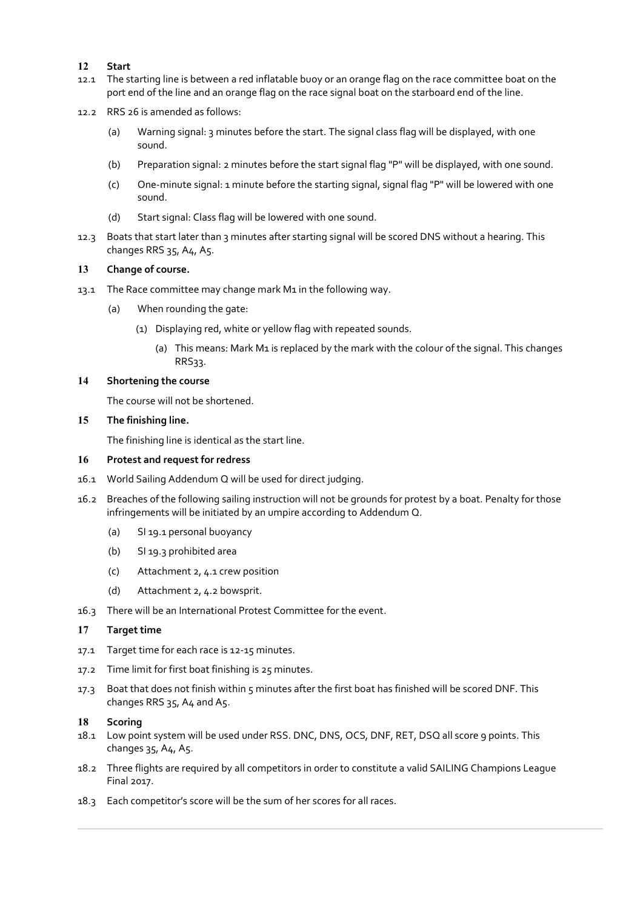## 12 Start

12.1 The starting line is between a red inflatable buoy or an orange flag on the race committee boat on the port end of the line and an orange flag on the race signal boat on the starboard end of the line.

12.2 RRS 26 is amended as follows:

- (a) Warning signal: 3 minutes before the start. The signal class flag will be displayed, with one sound.
- (b) Preparation signal: 2 minutes before the start signal flag "P" will be displayed, with one sound.
- (c) One-minute signal: 1 minute before the starting signal, signal flag "P" will be lowered with one sound.
- (d) Start signal: Class flag will be lowered with one sound.

12.3 Boats that start later than 3 minutes after starting signal will be scored DNS without a hearing. This changes RRS 35, A4, A5.

## 13 Change of course.

13.1 The Race committee may change mark M1 in the following way.

- (a) When rounding the gate:
  - (1) Displaying red, white or yellow flag with repeated sounds.
    - (a) This means: Mark M1 is replaced by the mark with the colour of the signal. This changes RRS33.

## 14 Shortening the course

The course will not be shortened.

## 15 The finishing line.

The finishing line is identical as the start line.

## 16 Protest and request for redress

16.1 World Sailing Addendum Q will be used for direct judging.

16.2 Breaches of the following sailing instruction will not be grounds for protest by a boat. Penalty for those infringements will be initiated by an umpire according to Addendum Q.

- (a) SI 19.1 personal buoyancy
- (b) SI 19.3 prohibited area
- (c) Attachment 2, 4.1 crew position
- (d) Attachment 2, 4.2 bowsprit.

16.3 There will be an International Protest Committee for the event.

## 17 Target time

17.1 Target time for each race is 12-15 minutes.

17.2 Time limit for first boat finishing is 25 minutes.

17.3 Boat that does not finish within 5 minutes after the first boat has finished will be scored DNF. This changes RRS 35, A4 and A5.

## 18 Scoring

18.1 Low point system will be used under RSS. DNC, DNS, OCS, DNF, RET, DSQ all score 9 points. This changes 35, A4, A5.

18.2 Three flights are required by all competitors in order to constitute a valid SAILING Champions League Final 2017.

18.3 Each competitor's score will be the sum of her scores for all races.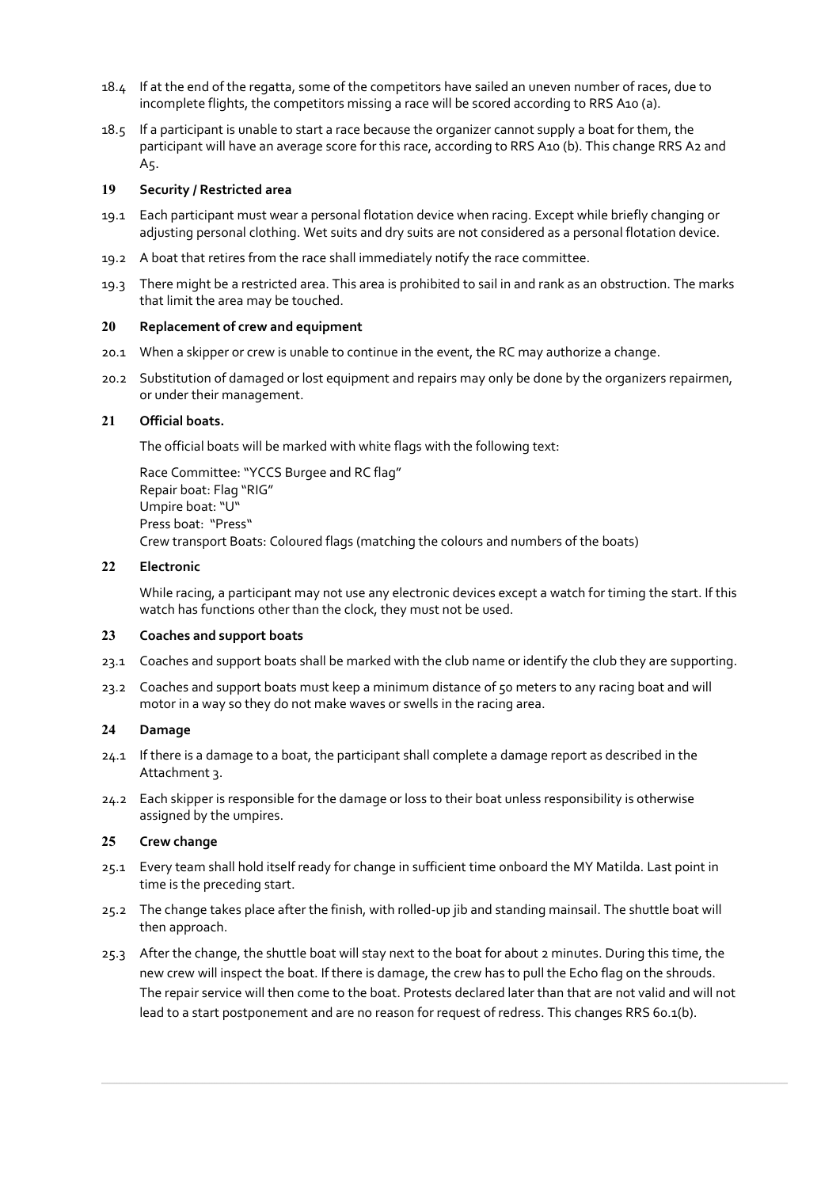18.4 If at the end of the regatta, some of the competitors have sailed an uneven number of races, due to incomplete flights, the competitors missing a race will be scored according to RRS A10 (a).

18.5 If a participant is unable to start a race because the organizer cannot supply a boat for them, the participant will have an average score for this race, according to RRS A10 (b). This change RRS A2 and A5.

## 19 Security / Restricted area

19.1 Each participant must wear a personal flotation device when racing. Except while briefly changing or adjusting personal clothing. Wet suits and dry suits are not considered as a personal flotation device.

19.2 A boat that retires from the race shall immediately notify the race committee.

19.3 There might be a restricted area. This area is prohibited to sail in and rank as an obstruction. The marks that limit the area may be touched.

## 20 Replacement of crew and equipment

20.1 When a skipper or crew is unable to continue in the event, the RC may authorize a change.

20.2 Substitution of damaged or lost equipment and repairs may only be done by the organizers repairmen, or under their management.

## 21 Official boats.

The official boats will be marked with white flags with the following text:

Race Committee: "YCCS Burgee and RC flag"
Repair boat: Flag "RIG"
Umpire boat: "U"
Press boat: "Press"
Crew transport Boats: Coloured flags (matching the colours and numbers of the boats)

## 22 Electronic

While racing, a participant may not use any electronic devices except a watch for timing the start. If this watch has functions other than the clock, they must not be used.

## 23 Coaches and support boats

23.1 Coaches and support boats shall be marked with the club name or identify the club they are supporting.

23.2 Coaches and support boats must keep a minimum distance of 50 meters to any racing boat and will motor in a way so they do not make waves or swells in the racing area.

## 24 Damage

24.1 If there is a damage to a boat, the participant shall complete a damage report as described in the Attachment 3.

24.2 Each skipper is responsible for the damage or loss to their boat unless responsibility is otherwise assigned by the umpires.

## 25 Crew change

25.1 Every team shall hold itself ready for change in sufficient time onboard the MY Matilda. Last point in time is the preceding start.

25.2 The change takes place after the finish, with rolled-up jib and standing mainsail. The shuttle boat will then approach.

25.3 After the change, the shuttle boat will stay next to the boat for about 2 minutes. During this time, the new crew will inspect the boat. If there is damage, the crew has to pull the Echo flag on the shrouds. The repair service will then come to the boat. Protests declared later than that are not valid and will not lead to a start postponement and are no reason for request of redress. This changes RRS 60.1(b).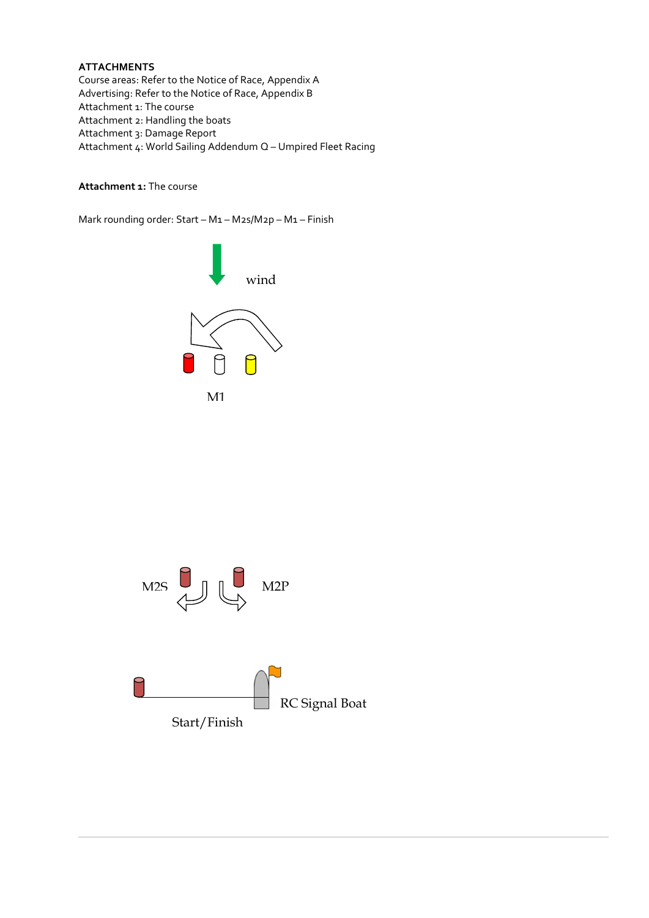**ATTACHMENTS**

Course areas: Refer to the Notice of Race, Appendix A
Advertising: Refer to the Notice of Race, Appendix B
Attachment 1: The course
Attachment 2: Handling the boats
Attachment 3: Damage Report
Attachment 4: World Sailing Addendum Q – Umpired Fleet Racing

**Attachment 1:** The course

Mark rounding order: Start – M1 – M2s/M2p – M1 – Finish

wind

M1

M2S

M2P

RC Signal Boat

Start/Finish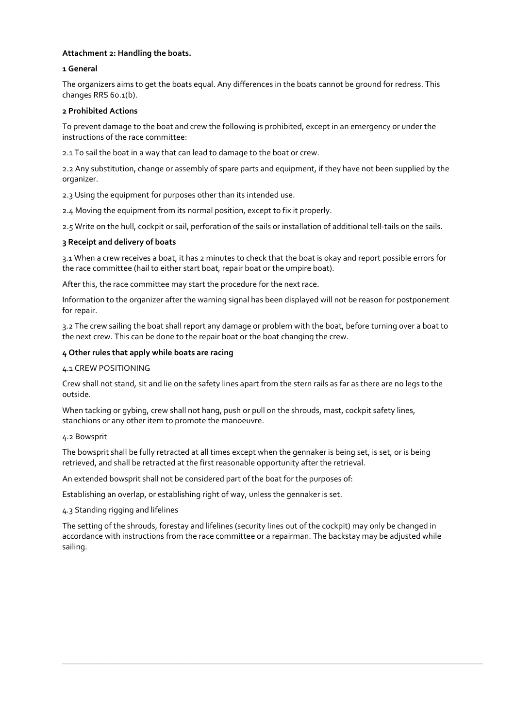**Attachment 2: Handling the boats.**

**1 General**

The organizers aims to get the boats equal. Any differences in the boats cannot be ground for redress. This changes RRS 60.1(b).

**2 Prohibited Actions**

To prevent damage to the boat and crew the following is prohibited, except in an emergency or under the instructions of the race committee:

2.1 To sail the boat in a way that can lead to damage to the boat or crew.

2.2 Any substitution, change or assembly of spare parts and equipment, if they have not been supplied by the organizer.

2.3 Using the equipment for purposes other than its intended use.

2.4 Moving the equipment from its normal position, except to fix it properly.

2.5 Write on the hull, cockpit or sail, perforation of the sails or installation of additional tell-tails on the sails.

**3 Receipt and delivery of boats**

3.1 When a crew receives a boat, it has 2 minutes to check that the boat is okay and report possible errors for the race committee (hail to either start boat, repair boat or the umpire boat).

After this, the race committee may start the procedure for the next race.

Information to the organizer after the warning signal has been displayed will not be reason for postponement for repair.

3.2 The crew sailing the boat shall report any damage or problem with the boat, before turning over a boat to the next crew. This can be done to the repair boat or the boat changing the crew.

**4 Other rules that apply while boats are racing**

4.1 CREW POSITIONING

Crew shall not stand, sit and lie on the safety lines apart from the stern rails as far as there are no legs to the outside.

When tacking or gybing, crew shall not hang, push or pull on the shrouds, mast, cockpit safety lines, stanchions or any other item to promote the manoeuvre.

4.2 Bowsprit

The bowsprit shall be fully retracted at all times except when the gennaker is being set, is set, or is being retrieved, and shall be retracted at the first reasonable opportunity after the retrieval.

An extended bowsprit shall not be considered part of the boat for the purposes of:

Establishing an overlap, or establishing right of way, unless the gennaker is set.

4.3 Standing rigging and lifelines

The setting of the shrouds, forestay and lifelines (security lines out of the cockpit) may only be changed in accordance with instructions from the race committee or a repairman. The backstay may be adjusted while sailing.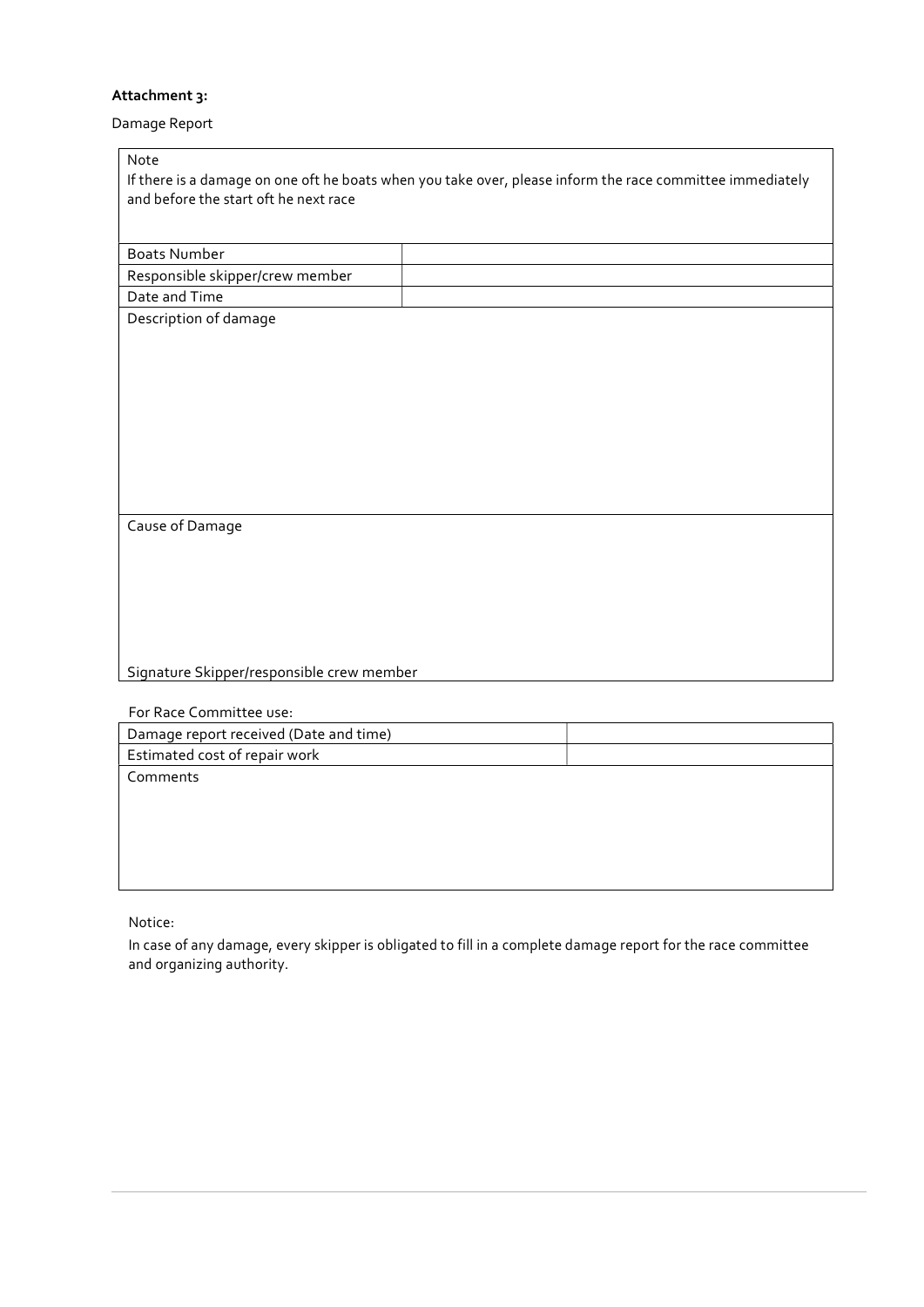**Attachment 3:**

Damage Report

| Note<br>If there is a damage on one oft he boats when you take over, please inform the race committee immediately and before the start oft he next race | |
|---|---|
| Boats Number | |
| Responsible skipper/crew member | |
| Date and Time | |
| Description of damage | |
| Cause of Damage<br><br>Signature Skipper/responsible crew member | |

For Race Committee use:

| Damage report received (Date and time) | |
|---|---|
| Estimated cost of repair work | |
| Comments | |

Notice:

In case of any damage, every skipper is obligated to fill in a complete damage report for the race committee and organizing authority.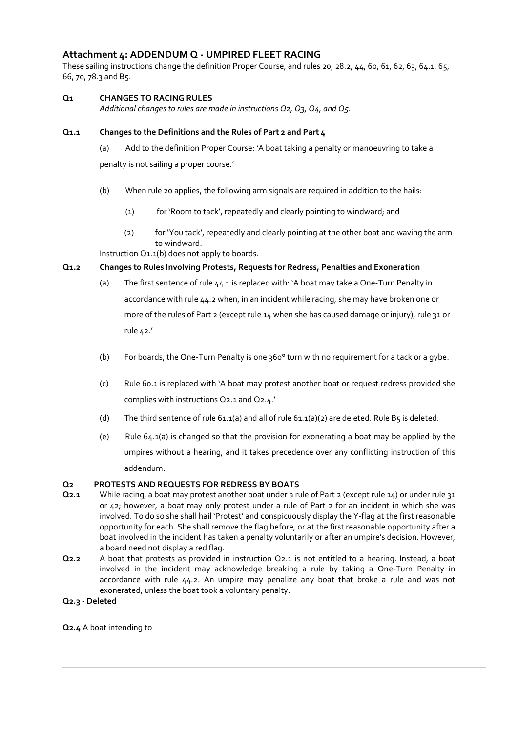## Attachment 4: ADDENDUM Q - UMPIRED FLEET RACING

These sailing instructions change the definition Proper Course, and rules 20, 28.2, 44, 60, 61, 62, 63, 64.1, 65, 66, 70, 78.3 and B5.

### Q1 CHANGES TO RACING RULES

*Additional changes to rules are made in instructions Q2, Q3, Q4, and Q5.*

#### Q1.1 Changes to the Definitions and the Rules of Part 2 and Part 4

(a) Add to the definition Proper Course: 'A boat taking a penalty or manoeuvring to take a penalty is not sailing a proper course.'

(b) When rule 20 applies, the following arm signals are required in addition to the hails:

(1) for 'Room to tack', repeatedly and clearly pointing to windward; and

(2) for 'You tack', repeatedly and clearly pointing at the other boat and waving the arm to windward.

Instruction Q1.1(b) does not apply to boards.

#### Q1.2 Changes to Rules Involving Protests, Requests for Redress, Penalties and Exoneration

(a) The first sentence of rule 44.1 is replaced with: 'A boat may take a One-Turn Penalty in accordance with rule 44.2 when, in an incident while racing, she may have broken one or more of the rules of Part 2 (except rule 14 when she has caused damage or injury), rule 31 or rule 42.'

(b) For boards, the One-Turn Penalty is one 360° turn with no requirement for a tack or a gybe.

(c) Rule 60.1 is replaced with 'A boat may protest another boat or request redress provided she complies with instructions Q2.1 and Q2.4.'

(d) The third sentence of rule 61.1(a) and all of rule 61.1(a)(2) are deleted. Rule B5 is deleted.

(e) Rule 64.1(a) is changed so that the provision for exonerating a boat may be applied by the umpires without a hearing, and it takes precedence over any conflicting instruction of this addendum.

### Q2 PROTESTS AND REQUESTS FOR REDRESS BY BOATS

**Q2.1** While racing, a boat may protest another boat under a rule of Part 2 (except rule 14) or under rule 31 or 42; however, a boat may only protest under a rule of Part 2 for an incident in which she was involved. To do so she shall hail 'Protest' and conspicuously display the Y-flag at the first reasonable opportunity for each. She shall remove the flag before, or at the first reasonable opportunity after a boat involved in the incident has taken a penalty voluntarily or after an umpire's decision. However, a board need not display a red flag.

**Q2.2** A boat that protests as provided in instruction Q2.1 is not entitled to a hearing. Instead, a boat involved in the incident may acknowledge breaking a rule by taking a One-Turn Penalty in accordance with rule 44.2. An umpire may penalize any boat that broke a rule and was not exonerated, unless the boat took a voluntary penalty.

**Q2.3 - Deleted**

**Q2.4** A boat intending to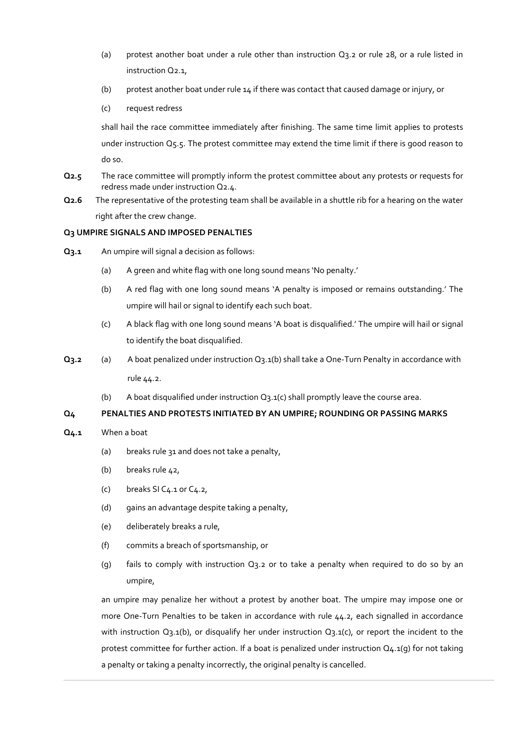(a) protest another boat under a rule other than instruction Q3.2 or rule 28, or a rule listed in instruction Q2.1,

(b) protest another boat under rule 14 if there was contact that caused damage or injury, or

(c) request redress

shall hail the race committee immediately after finishing. The same time limit applies to protests under instruction Q5.5. The protest committee may extend the time limit if there is good reason to do so.

**Q2.5** The race committee will promptly inform the protest committee about any protests or requests for redress made under instruction Q2.4.

**Q2.6** The representative of the protesting team shall be available in a shuttle rib for a hearing on the water right after the crew change.

### Q3 UMPIRE SIGNALS AND IMPOSED PENALTIES

**Q3.1** An umpire will signal a decision as follows:

(a) A green and white flag with one long sound means 'No penalty.'

(b) A red flag with one long sound means 'A penalty is imposed or remains outstanding.' The umpire will hail or signal to identify each such boat.

(c) A black flag with one long sound means 'A boat is disqualified.' The umpire will hail or signal to identify the boat disqualified.

**Q3.2** (a) A boat penalized under instruction Q3.1(b) shall take a One-Turn Penalty in accordance with rule 44.2.

(b) A boat disqualified under instruction Q3.1(c) shall promptly leave the course area.

### Q4 PENALTIES AND PROTESTS INITIATED BY AN UMPIRE; ROUNDING OR PASSING MARKS

**Q4.1** When a boat

(a) breaks rule 31 and does not take a penalty,

(b) breaks rule 42,

(c) breaks SI C4.1 or C4.2,

(d) gains an advantage despite taking a penalty,

(e) deliberately breaks a rule,

(f) commits a breach of sportsmanship, or

(g) fails to comply with instruction Q3.2 or to take a penalty when required to do so by an umpire,

an umpire may penalize her without a protest by another boat. The umpire may impose one or more One-Turn Penalties to be taken in accordance with rule 44.2, each signalled in accordance with instruction Q3.1(b), or disqualify her under instruction Q3.1(c), or report the incident to the protest committee for further action. If a boat is penalized under instruction Q4.1(g) for not taking a penalty or taking a penalty incorrectly, the original penalty is cancelled.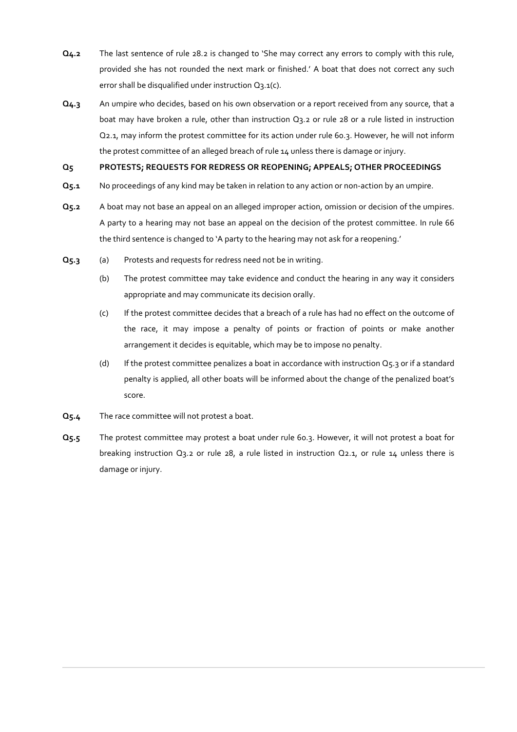**Q4.2** The last sentence of rule 28.2 is changed to 'She may correct any errors to comply with this rule, provided she has not rounded the next mark or finished.' A boat that does not correct any such error shall be disqualified under instruction Q3.1(c).

**Q4.3** An umpire who decides, based on his own observation or a report received from any source, that a boat may have broken a rule, other than instruction Q3.2 or rule 28 or a rule listed in instruction Q2.1, may inform the protest committee for its action under rule 60.3. However, he will not inform the protest committee of an alleged breach of rule 14 unless there is damage or injury.

## Q5 PROTESTS; REQUESTS FOR REDRESS OR REOPENING; APPEALS; OTHER PROCEEDINGS

**Q5.1** No proceedings of any kind may be taken in relation to any action or non-action by an umpire.

**Q5.2** A boat may not base an appeal on an alleged improper action, omission or decision of the umpires. A party to a hearing may not base an appeal on the decision of the protest committee. In rule 66 the third sentence is changed to 'A party to the hearing may not ask for a reopening.'

**Q5.3**

(a) Protests and requests for redress need not be in writing.

(b) The protest committee may take evidence and conduct the hearing in any way it considers appropriate and may communicate its decision orally.

(c) If the protest committee decides that a breach of a rule has had no effect on the outcome of the race, it may impose a penalty of points or fraction of points or make another arrangement it decides is equitable, which may be to impose no penalty.

(d) If the protest committee penalizes a boat in accordance with instruction Q5.3 or if a standard penalty is applied, all other boats will be informed about the change of the penalized boat's score.

**Q5.4** The race committee will not protest a boat.

**Q5.5** The protest committee may protest a boat under rule 60.3. However, it will not protest a boat for breaking instruction Q3.2 or rule 28, a rule listed in instruction Q2.1, or rule 14 unless there is damage or injury.